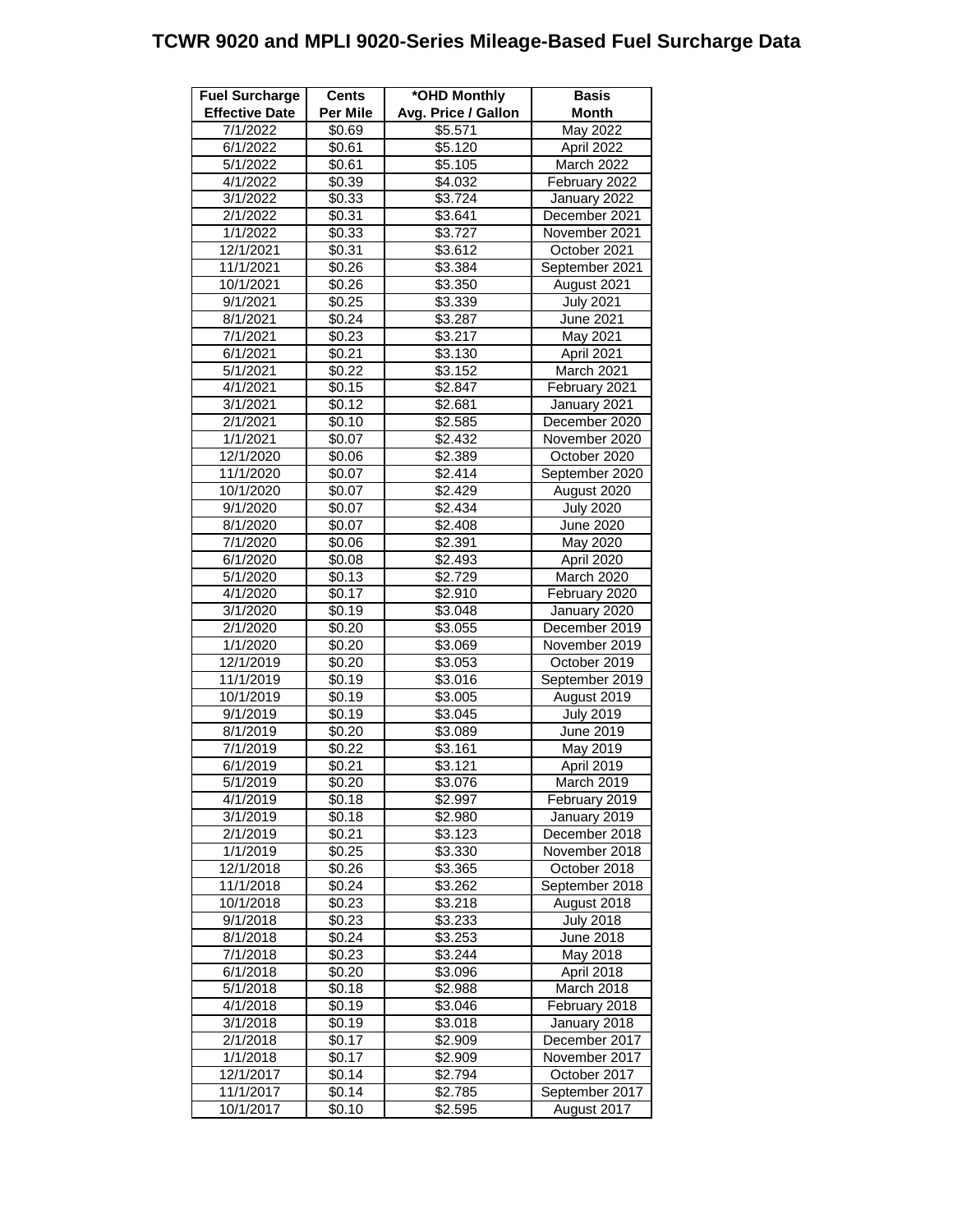# TCWR 9020 and MPLI 9020-Series Mileage-Based Fuel Surcharge Data

| Fuel Surcharge Effective Date | Cents Per Mile | *OHD Monthly Avg. Price / Gallon | Basis Month |
|---|---|---|---|
| 7/1/2022 | $0.69 | $5.571 | May 2022 |
| 6/1/2022 | $0.61 | $5.120 | April 2022 |
| 5/1/2022 | $0.61 | $5.105 | March 2022 |
| 4/1/2022 | $0.39 | $4.032 | February 2022 |
| 3/1/2022 | $0.33 | $3.724 | January 2022 |
| 2/1/2022 | $0.31 | $3.641 | December 2021 |
| 1/1/2022 | $0.33 | $3.727 | November 2021 |
| 12/1/2021 | $0.31 | $3.612 | October 2021 |
| 11/1/2021 | $0.26 | $3.384 | September 2021 |
| 10/1/2021 | $0.26 | $3.350 | August 2021 |
| 9/1/2021 | $0.25 | $3.339 | July 2021 |
| 8/1/2021 | $0.24 | $3.287 | June 2021 |
| 7/1/2021 | $0.23 | $3.217 | May 2021 |
| 6/1/2021 | $0.21 | $3.130 | April 2021 |
| 5/1/2021 | $0.22 | $3.152 | March 2021 |
| 4/1/2021 | $0.15 | $2.847 | February 2021 |
| 3/1/2021 | $0.12 | $2.681 | January 2021 |
| 2/1/2021 | $0.10 | $2.585 | December 2020 |
| 1/1/2021 | $0.07 | $2.432 | November 2020 |
| 12/1/2020 | $0.06 | $2.389 | October 2020 |
| 11/1/2020 | $0.07 | $2.414 | September 2020 |
| 10/1/2020 | $0.07 | $2.429 | August 2020 |
| 9/1/2020 | $0.07 | $2.434 | July 2020 |
| 8/1/2020 | $0.07 | $2.408 | June 2020 |
| 7/1/2020 | $0.06 | $2.391 | May 2020 |
| 6/1/2020 | $0.08 | $2.493 | April 2020 |
| 5/1/2020 | $0.13 | $2.729 | March 2020 |
| 4/1/2020 | $0.17 | $2.910 | February 2020 |
| 3/1/2020 | $0.19 | $3.048 | January 2020 |
| 2/1/2020 | $0.20 | $3.055 | December 2019 |
| 1/1/2020 | $0.20 | $3.069 | November 2019 |
| 12/1/2019 | $0.20 | $3.053 | October 2019 |
| 11/1/2019 | $0.19 | $3.016 | September 2019 |
| 10/1/2019 | $0.19 | $3.005 | August 2019 |
| 9/1/2019 | $0.19 | $3.045 | July 2019 |
| 8/1/2019 | $0.20 | $3.089 | June 2019 |
| 7/1/2019 | $0.22 | $3.161 | May 2019 |
| 6/1/2019 | $0.21 | $3.121 | April 2019 |
| 5/1/2019 | $0.20 | $3.076 | March 2019 |
| 4/1/2019 | $0.18 | $2.997 | February 2019 |
| 3/1/2019 | $0.18 | $2.980 | January 2019 |
| 2/1/2019 | $0.21 | $3.123 | December 2018 |
| 1/1/2019 | $0.25 | $3.330 | November 2018 |
| 12/1/2018 | $0.26 | $3.365 | October 2018 |
| 11/1/2018 | $0.24 | $3.262 | September 2018 |
| 10/1/2018 | $0.23 | $3.218 | August 2018 |
| 9/1/2018 | $0.23 | $3.233 | July 2018 |
| 8/1/2018 | $0.24 | $3.253 | June 2018 |
| 7/1/2018 | $0.23 | $3.244 | May 2018 |
| 6/1/2018 | $0.20 | $3.096 | April 2018 |
| 5/1/2018 | $0.18 | $2.988 | March 2018 |
| 4/1/2018 | $0.19 | $3.046 | February 2018 |
| 3/1/2018 | $0.19 | $3.018 | January 2018 |
| 2/1/2018 | $0.17 | $2.909 | December 2017 |
| 1/1/2018 | $0.17 | $2.909 | November 2017 |
| 12/1/2017 | $0.14 | $2.794 | October 2017 |
| 11/1/2017 | $0.14 | $2.785 | September 2017 |
| 10/1/2017 | $0.10 | $2.595 | August 2017 |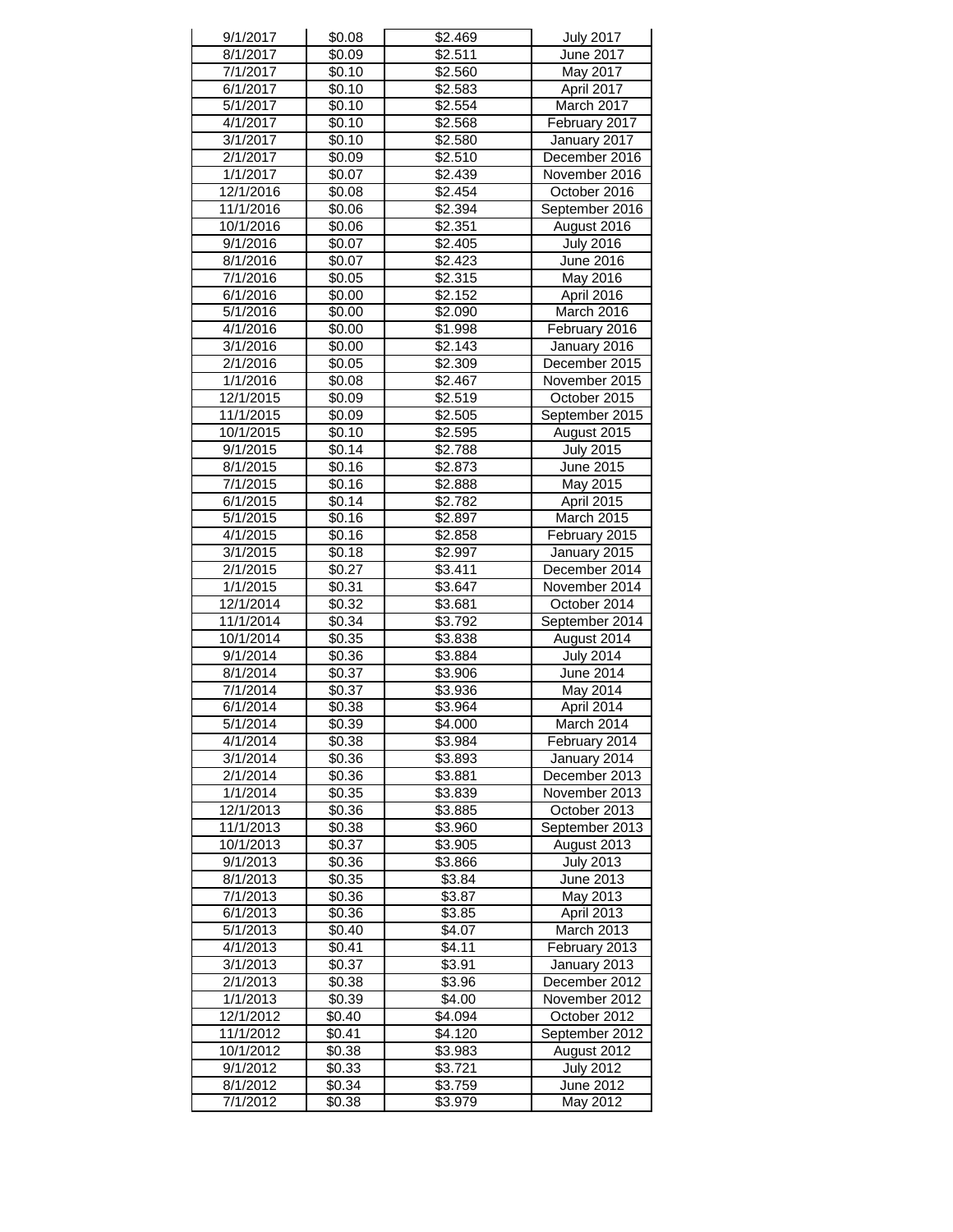| | | | |
|---|---|---|---|
| 9/1/2017 | $0.08 | $2.469 | July 2017 |
| 8/1/2017 | $0.09 | $2.511 | June 2017 |
| 7/1/2017 | $0.10 | $2.560 | May 2017 |
| 6/1/2017 | $0.10 | $2.583 | April 2017 |
| 5/1/2017 | $0.10 | $2.554 | March 2017 |
| 4/1/2017 | $0.10 | $2.568 | February 2017 |
| 3/1/2017 | $0.10 | $2.580 | January 2017 |
| 2/1/2017 | $0.09 | $2.510 | December 2016 |
| 1/1/2017 | $0.07 | $2.439 | November 2016 |
| 12/1/2016 | $0.08 | $2.454 | October 2016 |
| 11/1/2016 | $0.06 | $2.394 | September 2016 |
| 10/1/2016 | $0.06 | $2.351 | August 2016 |
| 9/1/2016 | $0.07 | $2.405 | July 2016 |
| 8/1/2016 | $0.07 | $2.423 | June 2016 |
| 7/1/2016 | $0.05 | $2.315 | May 2016 |
| 6/1/2016 | $0.00 | $2.152 | April 2016 |
| 5/1/2016 | $0.00 | $2.090 | March 2016 |
| 4/1/2016 | $0.00 | $1.998 | February 2016 |
| 3/1/2016 | $0.00 | $2.143 | January 2016 |
| 2/1/2016 | $0.05 | $2.309 | December 2015 |
| 1/1/2016 | $0.08 | $2.467 | November 2015 |
| 12/1/2015 | $0.09 | $2.519 | October 2015 |
| 11/1/2015 | $0.09 | $2.505 | September 2015 |
| 10/1/2015 | $0.10 | $2.595 | August 2015 |
| 9/1/2015 | $0.14 | $2.788 | July 2015 |
| 8/1/2015 | $0.16 | $2.873 | June 2015 |
| 7/1/2015 | $0.16 | $2.888 | May 2015 |
| 6/1/2015 | $0.14 | $2.782 | April 2015 |
| 5/1/2015 | $0.16 | $2.897 | March 2015 |
| 4/1/2015 | $0.16 | $2.858 | February 2015 |
| 3/1/2015 | $0.18 | $2.997 | January 2015 |
| 2/1/2015 | $0.27 | $3.411 | December 2014 |
| 1/1/2015 | $0.31 | $3.647 | November 2014 |
| 12/1/2014 | $0.32 | $3.681 | October 2014 |
| 11/1/2014 | $0.34 | $3.792 | September 2014 |
| 10/1/2014 | $0.35 | $3.838 | August 2014 |
| 9/1/2014 | $0.36 | $3.884 | July 2014 |
| 8/1/2014 | $0.37 | $3.906 | June 2014 |
| 7/1/2014 | $0.37 | $3.936 | May 2014 |
| 6/1/2014 | $0.38 | $3.964 | April 2014 |
| 5/1/2014 | $0.39 | $4.000 | March 2014 |
| 4/1/2014 | $0.38 | $3.984 | February 2014 |
| 3/1/2014 | $0.36 | $3.893 | January 2014 |
| 2/1/2014 | $0.36 | $3.881 | December 2013 |
| 1/1/2014 | $0.35 | $3.839 | November 2013 |
| 12/1/2013 | $0.36 | $3.885 | October 2013 |
| 11/1/2013 | $0.38 | $3.960 | September 2013 |
| 10/1/2013 | $0.37 | $3.905 | August 2013 |
| 9/1/2013 | $0.36 | $3.866 | July 2013 |
| 8/1/2013 | $0.35 | $3.84 | June 2013 |
| 7/1/2013 | $0.36 | $3.87 | May 2013 |
| 6/1/2013 | $0.36 | $3.85 | April 2013 |
| 5/1/2013 | $0.40 | $4.07 | March 2013 |
| 4/1/2013 | $0.41 | $4.11 | February 2013 |
| 3/1/2013 | $0.37 | $3.91 | January 2013 |
| 2/1/2013 | $0.38 | $3.96 | December 2012 |
| 1/1/2013 | $0.39 | $4.00 | November 2012 |
| 12/1/2012 | $0.40 | $4.094 | October 2012 |
| 11/1/2012 | $0.41 | $4.120 | September 2012 |
| 10/1/2012 | $0.38 | $3.983 | August 2012 |
| 9/1/2012 | $0.33 | $3.721 | July 2012 |
| 8/1/2012 | $0.34 | $3.759 | June 2012 |
| 7/1/2012 | $0.38 | $3.979 | May 2012 |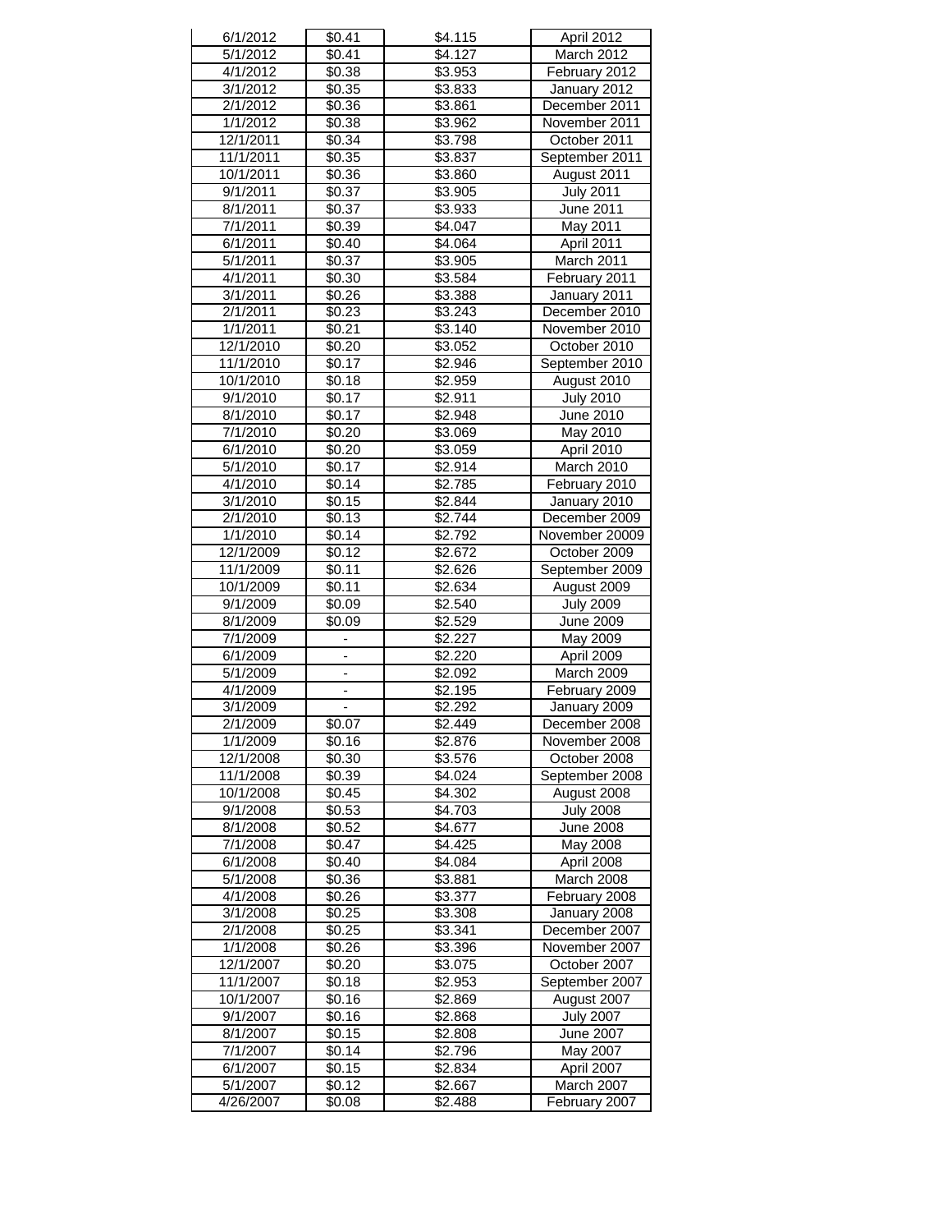| | | | |
|---|---|---|---|
| 6/1/2012 | $0.41 | $4.115 | April 2012 |
| 5/1/2012 | $0.41 | $4.127 | March 2012 |
| 4/1/2012 | $0.38 | $3.953 | February 2012 |
| 3/1/2012 | $0.35 | $3.833 | January 2012 |
| 2/1/2012 | $0.36 | $3.861 | December 2011 |
| 1/1/2012 | $0.38 | $3.962 | November 2011 |
| 12/1/2011 | $0.34 | $3.798 | October 2011 |
| 11/1/2011 | $0.35 | $3.837 | September 2011 |
| 10/1/2011 | $0.36 | $3.860 | August 2011 |
| 9/1/2011 | $0.37 | $3.905 | July 2011 |
| 8/1/2011 | $0.37 | $3.933 | June 2011 |
| 7/1/2011 | $0.39 | $4.047 | May 2011 |
| 6/1/2011 | $0.40 | $4.064 | April 2011 |
| 5/1/2011 | $0.37 | $3.905 | March 2011 |
| 4/1/2011 | $0.30 | $3.584 | February 2011 |
| 3/1/2011 | $0.26 | $3.388 | January 2011 |
| 2/1/2011 | $0.23 | $3.243 | December 2010 |
| 1/1/2011 | $0.21 | $3.140 | November 2010 |
| 12/1/2010 | $0.20 | $3.052 | October 2010 |
| 11/1/2010 | $0.17 | $2.946 | September 2010 |
| 10/1/2010 | $0.18 | $2.959 | August 2010 |
| 9/1/2010 | $0.17 | $2.911 | July 2010 |
| 8/1/2010 | $0.17 | $2.948 | June 2010 |
| 7/1/2010 | $0.20 | $3.069 | May 2010 |
| 6/1/2010 | $0.20 | $3.059 | April 2010 |
| 5/1/2010 | $0.17 | $2.914 | March 2010 |
| 4/1/2010 | $0.14 | $2.785 | February 2010 |
| 3/1/2010 | $0.15 | $2.844 | January 2010 |
| 2/1/2010 | $0.13 | $2.744 | December 2009 |
| 1/1/2010 | $0.14 | $2.792 | November 20009 |
| 12/1/2009 | $0.12 | $2.672 | October 2009 |
| 11/1/2009 | $0.11 | $2.626 | September 2009 |
| 10/1/2009 | $0.11 | $2.634 | August 2009 |
| 9/1/2009 | $0.09 | $2.540 | July 2009 |
| 8/1/2009 | $0.09 | $2.529 | June 2009 |
| 7/1/2009 | - | $2.227 | May 2009 |
| 6/1/2009 | - | $2.220 | April 2009 |
| 5/1/2009 | - | $2.092 | March 2009 |
| 4/1/2009 | - | $2.195 | February 2009 |
| 3/1/2009 | - | $2.292 | January 2009 |
| 2/1/2009 | $0.07 | $2.449 | December 2008 |
| 1/1/2009 | $0.16 | $2.876 | November 2008 |
| 12/1/2008 | $0.30 | $3.576 | October 2008 |
| 11/1/2008 | $0.39 | $4.024 | September 2008 |
| 10/1/2008 | $0.45 | $4.302 | August 2008 |
| 9/1/2008 | $0.53 | $4.703 | July 2008 |
| 8/1/2008 | $0.52 | $4.677 | June 2008 |
| 7/1/2008 | $0.47 | $4.425 | May 2008 |
| 6/1/2008 | $0.40 | $4.084 | April 2008 |
| 5/1/2008 | $0.36 | $3.881 | March 2008 |
| 4/1/2008 | $0.26 | $3.377 | February 2008 |
| 3/1/2008 | $0.25 | $3.308 | January 2008 |
| 2/1/2008 | $0.25 | $3.341 | December 2007 |
| 1/1/2008 | $0.26 | $3.396 | November 2007 |
| 12/1/2007 | $0.20 | $3.075 | October 2007 |
| 11/1/2007 | $0.18 | $2.953 | September 2007 |
| 10/1/2007 | $0.16 | $2.869 | August 2007 |
| 9/1/2007 | $0.16 | $2.868 | July 2007 |
| 8/1/2007 | $0.15 | $2.808 | June 2007 |
| 7/1/2007 | $0.14 | $2.796 | May 2007 |
| 6/1/2007 | $0.15 | $2.834 | April 2007 |
| 5/1/2007 | $0.12 | $2.667 | March 2007 |
| 4/26/2007 | $0.08 | $2.488 | February 2007 |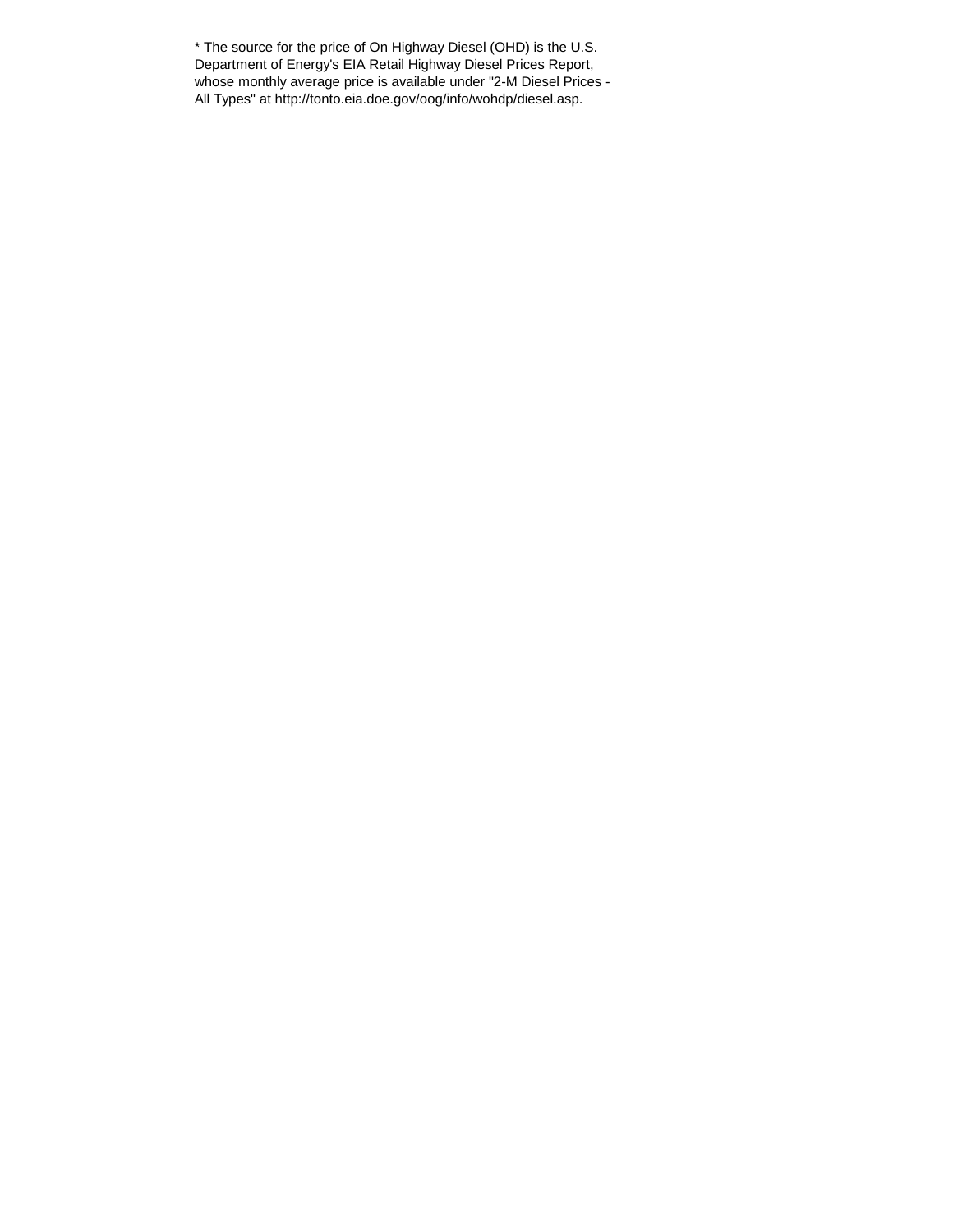* The source for the price of On Highway Diesel (OHD) is the U.S. Department of Energy's EIA Retail Highway Diesel Prices Report, whose monthly average price is available under "2-M Diesel Prices - All Types" at http://tonto.eia.doe.gov/oog/info/wohdp/diesel.asp.